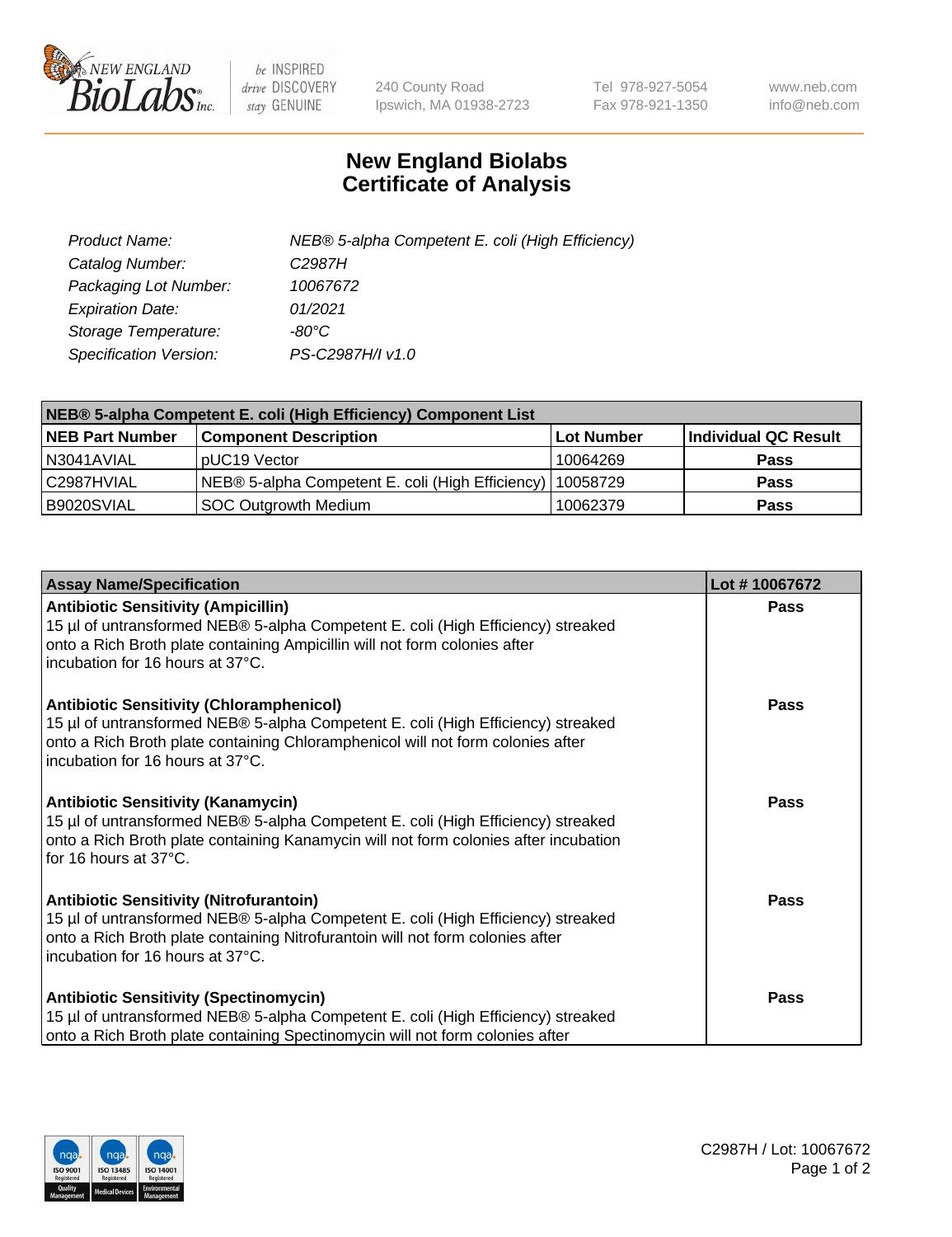# New England Biolabs Certificate of Analysis

| | |
|---|---|
| Product Name: | NEB® 5-alpha Competent E. coli (High Efficiency) |
| Catalog Number: | C2987H |
| Packaging Lot Number: | 10067672 |
| Expiration Date: | 01/2021 |
| Storage Temperature: | -80°C |
| Specification Version: | PS-C2987H/I v1.0 |

| NEB® 5-alpha Competent E. coli (High Efficiency) Component List | | | |
|---|---|---|---|
| **NEB Part Number** | **Component Description** | **Lot Number** | **Individual QC Result** |
| N3041AVIAL | pUC19 Vector | 10064269 | **Pass** |
| C2987HVIAL | NEB® 5-alpha Competent E. coli (High Efficiency) | 10058729 | **Pass** |
| B9020SVIAL | SOC Outgrowth Medium | 10062379 | **Pass** |

| Assay Name/Specification | Lot # 10067672 |
|---|---|
| **Antibiotic Sensitivity (Ampicillin)**<br>15 µl of untransformed NEB® 5-alpha Competent E. coli (High Efficiency) streaked onto a Rich Broth plate containing Ampicillin will not form colonies after incubation for 16 hours at 37°C. | **Pass** |
| **Antibiotic Sensitivity (Chloramphenicol)**<br>15 µl of untransformed NEB® 5-alpha Competent E. coli (High Efficiency) streaked onto a Rich Broth plate containing Chloramphenicol will not form colonies after incubation for 16 hours at 37°C. | **Pass** |
| **Antibiotic Sensitivity (Kanamycin)**<br>15 µl of untransformed NEB® 5-alpha Competent E. coli (High Efficiency) streaked onto a Rich Broth plate containing Kanamycin will not form colonies after incubation for 16 hours at 37°C. | **Pass** |
| **Antibiotic Sensitivity (Nitrofurantoin)**<br>15 µl of untransformed NEB® 5-alpha Competent E. coli (High Efficiency) streaked onto a Rich Broth plate containing Nitrofurantoin will not form colonies after incubation for 16 hours at 37°C. | **Pass** |
| **Antibiotic Sensitivity (Spectinomycin)**<br>15 µl of untransformed NEB® 5-alpha Competent E. coli (High Efficiency) streaked onto a Rich Broth plate containing Spectinomycin will not form colonies after | **Pass** |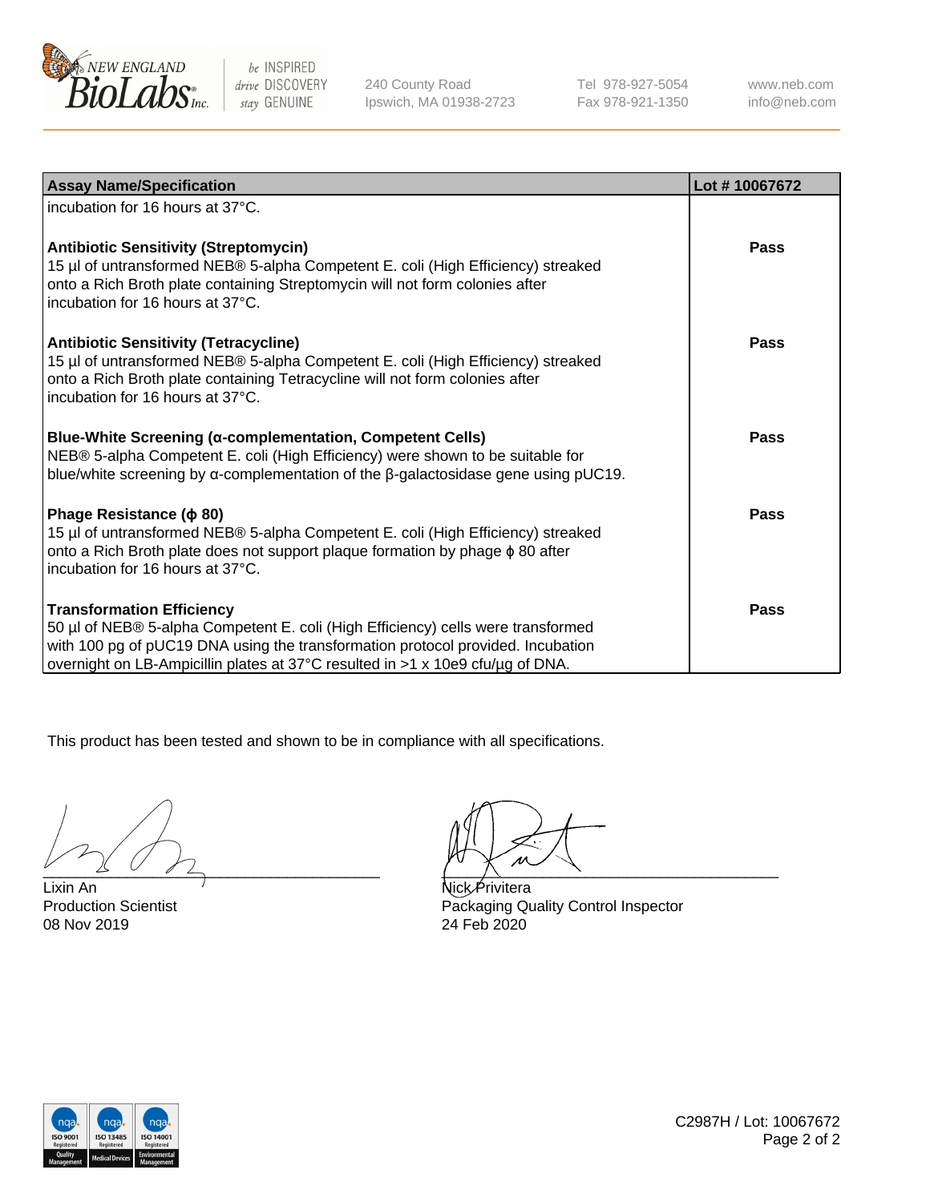| Assay Name/Specification | Lot # 10067672 |
| --- | --- |
| incubation for 16 hours at 37°C. | |
| **Antibiotic Sensitivity (Streptomycin)**<br>15 µl of untransformed NEB® 5-alpha Competent E. coli (High Efficiency) streaked onto a Rich Broth plate containing Streptomycin will not form colonies after incubation for 16 hours at 37°C. | Pass |
| **Antibiotic Sensitivity (Tetracycline)**<br>15 µl of untransformed NEB® 5-alpha Competent E. coli (High Efficiency) streaked onto a Rich Broth plate containing Tetracycline will not form colonies after incubation for 16 hours at 37°C. | Pass |
| **Blue-White Screening (α-complementation, Competent Cells)**<br>NEB® 5-alpha Competent E. coli (High Efficiency) were shown to be suitable for blue/white screening by α-complementation of the β-galactosidase gene using pUC19. | Pass |
| **Phage Resistance (ϕ 80)**<br>15 µl of untransformed NEB® 5-alpha Competent E. coli (High Efficiency) streaked onto a Rich Broth plate does not support plaque formation by phage ϕ 80 after incubation for 16 hours at 37°C. | Pass |
| **Transformation Efficiency**<br>50 µl of NEB® 5-alpha Competent E. coli (High Efficiency) cells were transformed with 100 pg of pUC19 DNA using the transformation protocol provided. Incubation overnight on LB-Ampicillin plates at 37°C resulted in >1 x 10e9 cfu/µg of DNA. | Pass |

This product has been tested and shown to be in compliance with all specifications.

Lixin An
Production Scientist
08 Nov 2019

Nick Privitera
Packaging Quality Control Inspector
24 Feb 2020

C2987H / Lot: 10067672